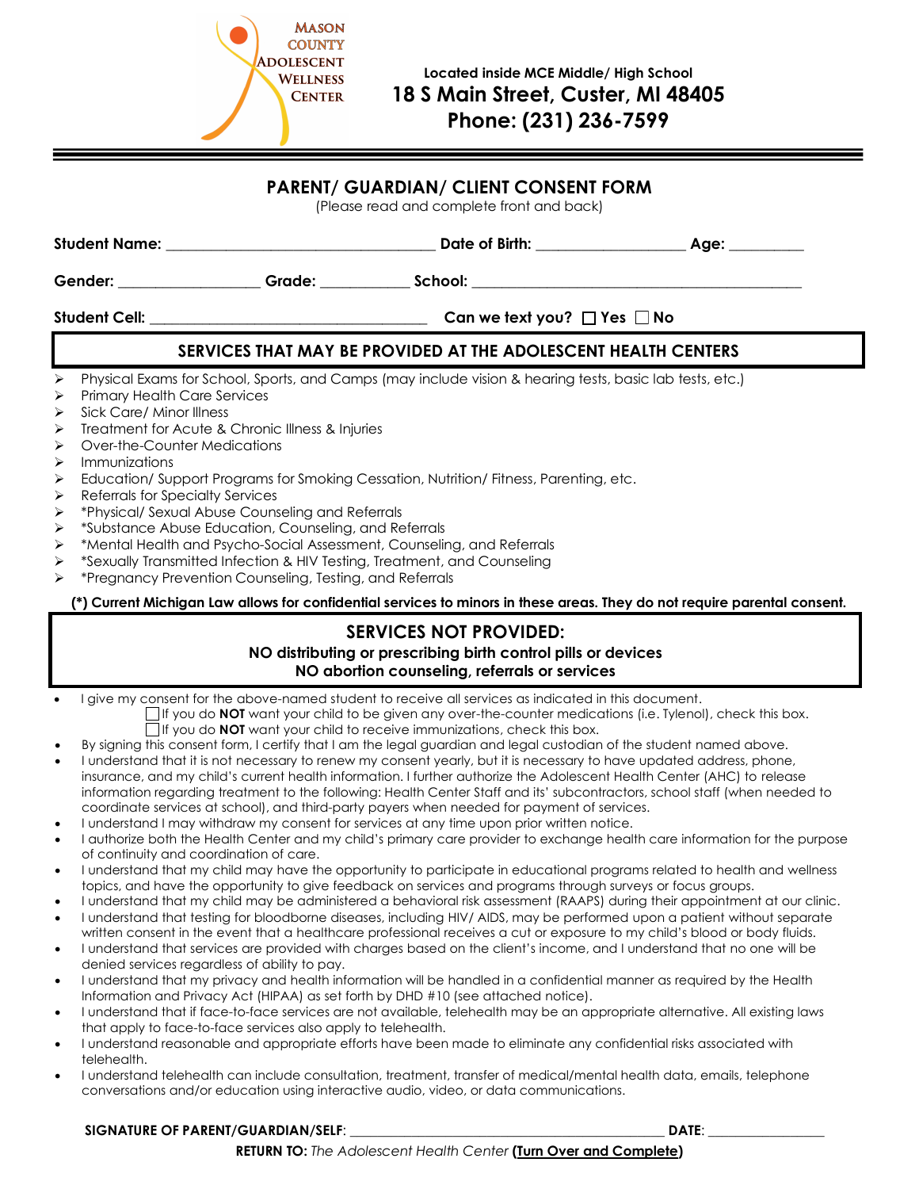**MASON COUNTY ADOLESCENT WELLNESS CENTER**

**Located inside MCE Middle/ High School**
**18 S Main Street, Custer, MI 48405**
**Phone: (231) 236-7599**

## PARENT/ GUARDIAN/ CLIENT CONSENT FORM

(Please read and complete front and back)

**Student Name:** ______________________________ **Date of Birth:** ________________ **Age:** ________

**Gender:** ________________ **Grade:** __________ **School:** ______________________________________

**Student Cell:** ______________________________ **Can we text you?** ☐ **Yes** ☐ **No**

### SERVICES THAT MAY BE PROVIDED AT THE ADOLESCENT HEALTH CENTERS

- Physical Exams for School, Sports, and Camps (may include vision & hearing tests, basic lab tests, etc.)
- Primary Health Care Services
- Sick Care/ Minor Illness
- Treatment for Acute & Chronic Illness & Injuries
- Over-the-Counter Medications
- Immunizations
- Education/ Support Programs for Smoking Cessation, Nutrition/ Fitness, Parenting, etc.
- Referrals for Specialty Services
- *Physical/ Sexual Abuse Counseling and Referrals
- *Substance Abuse Education, Counseling, and Referrals
- *Mental Health and Psycho-Social Assessment, Counseling, and Referrals
- *Sexually Transmitted Infection & HIV Testing, Treatment, and Counseling
- *Pregnancy Prevention Counseling, Testing, and Referrals

**(*) Current Michigan Law allows for confidential services to minors in these areas. They do not require parental consent.**

### SERVICES NOT PROVIDED:

**NO distributing or prescribing birth control pills or devices**
**NO abortion counseling, referrals or services**

- I give my consent for the above-named student to receive all services as indicated in this document.
  - ☐ If you do **NOT** want your child to be given any over-the-counter medications (i.e. Tylenol), check this box.
  - ☐ If you do **NOT** want your child to receive immunizations, check this box.
- By signing this consent form, I certify that I am the legal guardian and legal custodian of the student named above.
- I understand that it is not necessary to renew my consent yearly, but it is necessary to have updated address, phone, insurance, and my child's current health information. I further authorize the Adolescent Health Center (AHC) to release information regarding treatment to the following: Health Center Staff and its' subcontractors, school staff (when needed to coordinate services at school), and third-party payers when needed for payment of services.
- I understand I may withdraw my consent for services at any time upon prior written notice.
- I authorize both the Health Center and my child's primary care provider to exchange health care information for the purpose of continuity and coordination of care.
- I understand that my child may have the opportunity to participate in educational programs related to health and wellness topics, and have the opportunity to give feedback on services and programs through surveys or focus groups.
- I understand that my child may be administered a behavioral risk assessment (RAAPS) during their appointment at our clinic.
- I understand that testing for bloodborne diseases, including HIV/ AIDS, may be performed upon a patient without separate written consent in the event that a healthcare professional receives a cut or exposure to my child's blood or body fluids.
- I understand that services are provided with charges based on the client's income, and I understand that no one will be denied services regardless of ability to pay.
- I understand that my privacy and health information will be handled in a confidential manner as required by the Health Information and Privacy Act (HIPAA) as set forth by DHD #10 (see attached notice).
- I understand that if face-to-face services are not available, telehealth may be an appropriate alternative. All existing laws that apply to face-to-face services also apply to telehealth.
- I understand reasonable and appropriate efforts have been made to eliminate any confidential risks associated with telehealth.
- I understand telehealth can include consultation, treatment, transfer of medical/mental health data, emails, telephone conversations and/or education using interactive audio, video, or data communications.

**SIGNATURE OF PARENT/GUARDIAN/SELF**: ________________________________________ **DATE**: ______________

**RETURN TO:** *The Adolescent Health Center* **(Turn Over and Complete)**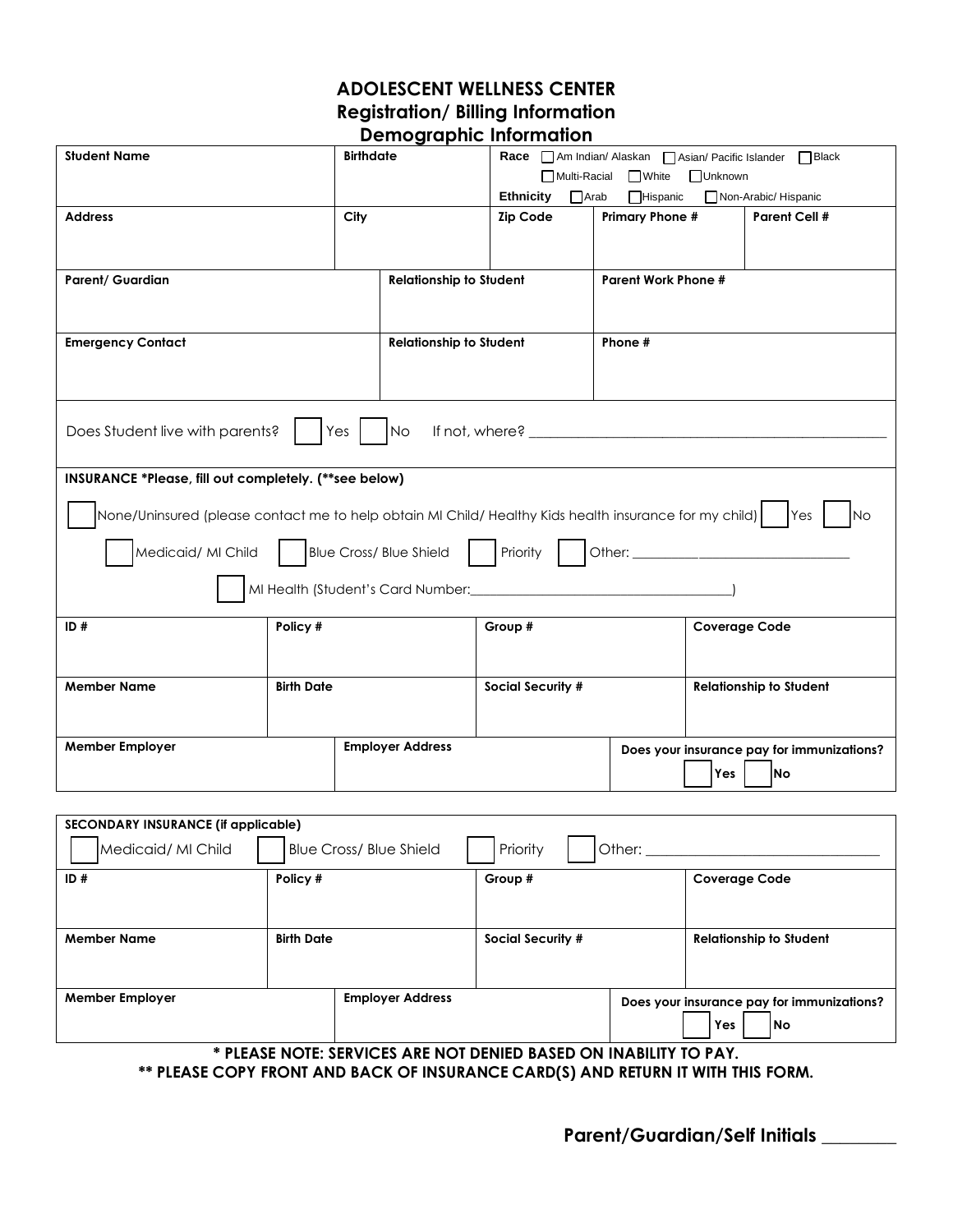# ADOLESCENT WELLNESS CENTER
## Registration/ Billing Information
## Demographic Information

| **Student Name** | **Birthdate** | **Race** ☐ Am Indian/ Alaskan ☐ Asian/ Pacific Islander ☐ Black ☐ Multi-Racial ☐ White ☐ Unknown<br>**Ethnicity** ☐ Arab ☐ Hispanic ☐ Non-Arabic/ Hispanic | | |
|---|---|---|---|---|
| **Address** | **City** | **Zip Code** | **Primary Phone #** | **Parent Cell #** |
| **Parent/ Guardian** | **Relationship to Student** | | **Parent Work Phone #** | |
| **Emergency Contact** | **Relationship to Student** | | **Phone #** | |

Does Student live with parents? ☐ Yes ☐ No If not, where? ________________________________________________

**INSURANCE *Please, fill out completely. (**see below)**

☐ None/Uninsured (please contact me to help obtain MI Child/ Healthy Kids health insurance for my child) ☐ Yes ☐ No

☐ Medicaid/ MI Child ☐ Blue Cross/ Blue Shield ☐ Priority ☐ Other: ______________________________

☐ MI Health (Student's Card Number:_________________________________)

| **ID #** | **Policy #** | **Group #** | **Coverage Code** |
|---|---|---|---|
| **Member Name** | **Birth Date** | **Social Security #** | **Relationship to Student** |
| **Member Employer** | **Employer Address** | | **Does your insurance pay for immunizations?** ☐ Yes ☐ No |

**SECONDARY INSURANCE (if applicable)**

☐ Medicaid/ MI Child ☐ Blue Cross/ Blue Shield ☐ Priority ☐ Other: ______________________________

| **ID #** | **Policy #** | **Group #** | **Coverage Code** |
|---|---|---|---|
| **Member Name** | **Birth Date** | **Social Security #** | **Relationship to Student** |
| **Member Employer** | **Employer Address** | | **Does your insurance pay for immunizations?** ☐ Yes ☐ No |

**\* PLEASE NOTE: SERVICES ARE NOT DENIED BASED ON INABILITY TO PAY.**

**\*\* PLEASE COPY FRONT AND BACK OF INSURANCE CARD(S) AND RETURN IT WITH THIS FORM.**

**Parent/Guardian/Self Initials ________**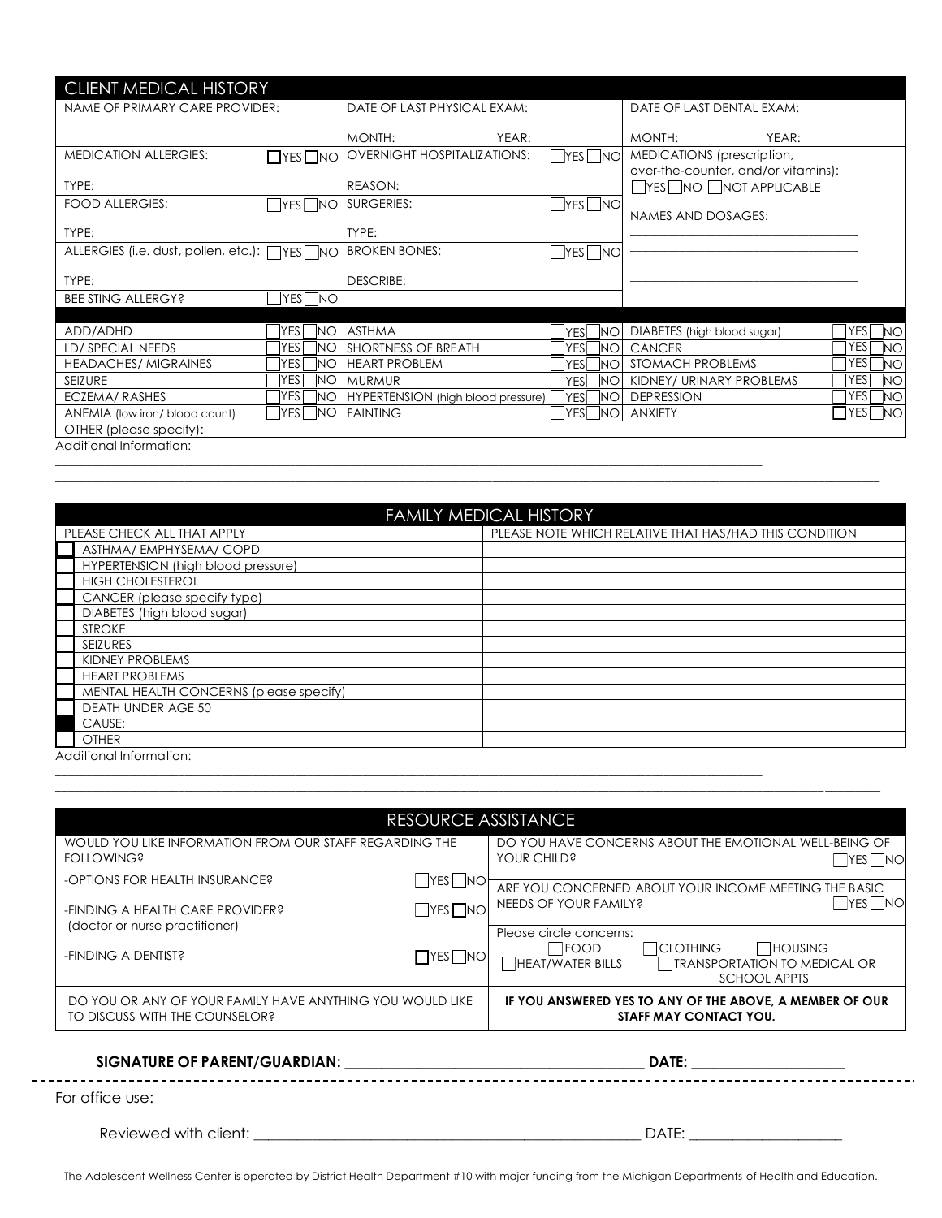## CLIENT MEDICAL HISTORY

| NAME OF PRIMARY CARE PROVIDER: | DATE OF LAST PHYSICAL EXAM: MONTH: YEAR: | DATE OF LAST DENTAL EXAM: MONTH: YEAR: |
|---|---|---|
| MEDICATION ALLERGIES: ☐YES ☐NO<br>TYPE: | OVERNIGHT HOSPITALIZATIONS: ☐YES ☐NO<br>REASON: | MEDICATIONS (prescription, over-the-counter, and/or vitamins):<br>☐YES ☐NO ☐NOT APPLICABLE<br>NAMES AND DOSAGES:<br>\_\_\_\_\_\_\_\_\_\_\_\_\_\_\_\_\_\_\_\_<br>\_\_\_\_\_\_\_\_\_\_\_\_\_\_\_\_\_\_\_\_<br>\_\_\_\_\_\_\_\_\_\_\_\_\_\_\_\_\_\_\_\_<br>\_\_\_\_\_\_\_\_\_\_\_\_\_\_\_\_\_\_\_\_ |
| FOOD ALLERGIES: ☐YES ☐NO<br>TYPE: | SURGERIES: ☐YES ☐NO<br>TYPE: | |
| ALLERGIES (i.e. dust, pollen, etc.): ☐YES ☐NO<br>TYPE: | BROKEN BONES: ☐YES ☐NO<br>DESCRIBE: | |
| BEE STING ALLERGY? ☐YES ☐NO | | |

| Condition | | Condition | | Condition | |
|---|---|---|---|---|---|
| ADD/ADHD | ☐YES ☐NO | ASTHMA | ☐YES ☐NO | DIABETES (high blood sugar) | ☐YES ☐NO |
| LD/ SPECIAL NEEDS | ☐YES ☐NO | SHORTNESS OF BREATH | ☐YES ☐NO | CANCER | ☐YES ☐NO |
| HEADACHES/ MIGRAINES | ☐YES ☐NO | HEART PROBLEM | ☐YES ☐NO | STOMACH PROBLEMS | ☐YES ☐NO |
| SEIZURE | ☐YES ☐NO | MURMUR | ☐YES ☐NO | KIDNEY/ URINARY PROBLEMS | ☐YES ☐NO |
| ECZEMA/ RASHES | ☐YES ☐NO | HYPERTENSION (high blood pressure) | ☐YES ☐NO | DEPRESSION | ☐YES ☐NO |
| ANEMIA (low iron/ blood count) | ☐YES ☐NO | FAINTING | ☐YES ☐NO | ANXIETY | ☐YES ☐NO |
| OTHER (please specify): | | | | | |

Additional Information:
\_\_\_\_\_\_\_\_\_\_\_\_\_\_\_\_\_\_\_\_\_\_\_\_\_\_\_\_\_\_\_\_\_\_\_\_\_\_\_\_\_\_\_\_\_\_\_\_\_\_\_\_\_\_\_\_\_\_\_\_\_\_\_\_\_\_\_\_\_\_\_\_\_\_\_\_
\_\_\_\_\_\_\_\_\_\_\_\_\_\_\_\_\_\_\_\_\_\_\_\_\_\_\_\_\_\_\_\_\_\_\_\_\_\_\_\_\_\_\_\_\_\_\_\_\_\_\_\_\_\_\_\_\_\_\_\_\_\_\_\_\_\_\_\_\_\_\_\_\_\_\_\_

## FAMILY MEDICAL HISTORY

| PLEASE CHECK ALL THAT APPLY | PLEASE NOTE WHICH RELATIVE THAT HAS/HAD THIS CONDITION |
|---|---|
| ☐ ASTHMA/ EMPHYSEMA/ COPD | |
| ☐ HYPERTENSION (high blood pressure) | |
| ☐ HIGH CHOLESTEROL | |
| ☐ CANCER (please specify type) | |
| ☐ DIABETES (high blood sugar) | |
| ☐ STROKE | |
| ☐ SEIZURES | |
| ☐ KIDNEY PROBLEMS | |
| ☐ HEART PROBLEMS | |
| ☐ MENTAL HEALTH CONCERNS (please specify) | |
| ☐ DEATH UNDER AGE 50<br>CAUSE: | |
| ☐ OTHER | |

Additional Information:
\_\_\_\_\_\_\_\_\_\_\_\_\_\_\_\_\_\_\_\_\_\_\_\_\_\_\_\_\_\_\_\_\_\_\_\_\_\_\_\_\_\_\_\_\_\_\_\_\_\_\_\_\_\_\_\_\_\_\_\_\_\_\_\_\_\_\_\_\_\_\_\_\_\_\_\_
\_\_\_\_\_\_\_\_\_\_\_\_\_\_\_\_\_\_\_\_\_\_\_\_\_\_\_\_\_\_\_\_\_\_\_\_\_\_\_\_\_\_\_\_\_\_\_\_\_\_\_\_\_\_\_\_\_\_\_\_\_\_\_\_\_\_\_\_\_\_\_\_\_\_\_\_

## RESOURCE ASSISTANCE

| WOULD YOU LIKE INFORMATION FROM OUR STAFF REGARDING THE FOLLOWING? | DO YOU HAVE CONCERNS ABOUT THE EMOTIONAL WELL-BEING OF YOUR CHILD? ☐YES ☐NO |
|---|---|
| -OPTIONS FOR HEALTH INSURANCE? ☐YES ☐NO<br>-FINDING A HEALTH CARE PROVIDER? (doctor or nurse practitioner) ☐YES ☐NO<br>-FINDING A DENTIST? ☐YES ☐NO | ARE YOU CONCERNED ABOUT YOUR INCOME MEETING THE BASIC NEEDS OF YOUR FAMILY? ☐YES ☐NO<br>Please circle concerns:<br>☐FOOD ☐CLOTHING ☐HOUSING<br>☐HEAT/WATER BILLS ☐TRANSPORTATION TO MEDICAL OR SCHOOL APPTS |
| DO YOU OR ANY OF YOUR FAMILY HAVE ANYTHING YOU WOULD LIKE TO DISCUSS WITH THE COUNSELOR? | **IF YOU ANSWERED YES TO ANY OF THE ABOVE, A MEMBER OF OUR STAFF MAY CONTACT YOU.** |

**SIGNATURE OF PARENT/GUARDIAN:** \_\_\_\_\_\_\_\_\_\_\_\_\_\_\_\_\_\_\_\_\_\_\_\_\_\_\_\_\_\_ **DATE:** \_\_\_\_\_\_\_\_\_\_\_\_\_\_\_\_

For office use:

Reviewed with client: \_\_\_\_\_\_\_\_\_\_\_\_\_\_\_\_\_\_\_\_\_\_\_\_\_\_\_\_\_\_\_\_\_\_\_\_\_\_ DATE: \_\_\_\_\_\_\_\_\_\_\_\_\_\_\_\_

The Adolescent Wellness Center is operated by District Health Department #10 with major funding from the Michigan Departments of Health and Education.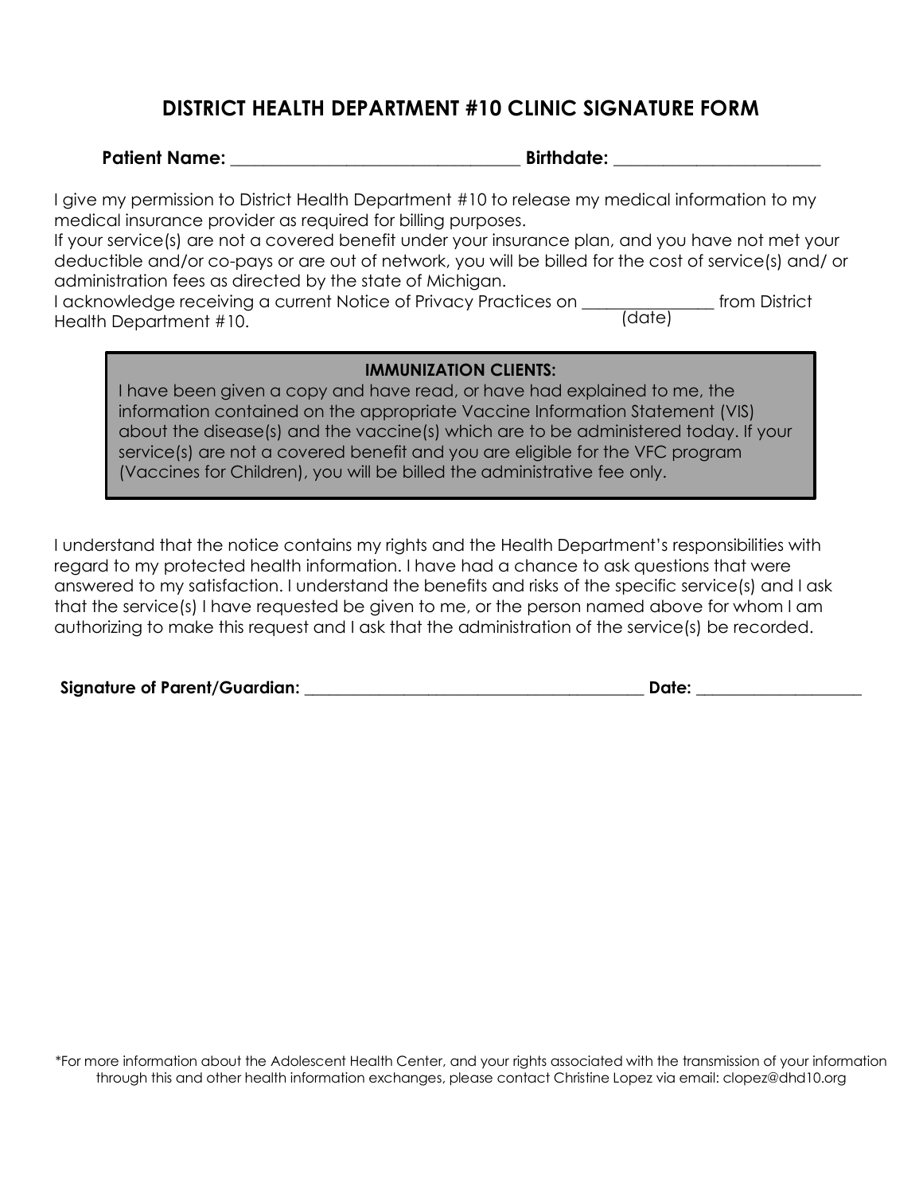# DISTRICT HEALTH DEPARTMENT #10 CLINIC SIGNATURE FORM

**Patient Name:** _________________________________ **Birthdate:** _______________________

I give my permission to District Health Department #10 to release my medical information to my medical insurance provider as required for billing purposes.
If your service(s) are not a covered benefit under your insurance plan, and you have not met your deductible and/or co-pays or are out of network, you will be billed for the cost of service(s) and/ or administration fees as directed by the state of Michigan.
I acknowledge receiving a current Notice of Privacy Practices on _______________ (date) from District Health Department #10.

> **IMMUNIZATION CLIENTS:**
> I have been given a copy and have read, or have had explained to me, the information contained on the appropriate Vaccine Information Statement (VIS) about the disease(s) and the vaccine(s) which are to be administered today. If your service(s) are not a covered benefit and you are eligible for the VFC program (Vaccines for Children), you will be billed the administrative fee only.

I understand that the notice contains my rights and the Health Department's responsibilities with regard to my protected health information. I have had a chance to ask questions that were answered to my satisfaction. I understand the benefits and risks of the specific service(s) and I ask that the service(s) I have requested be given to me, or the person named above for whom I am authorizing to make this request and I ask that the administration of the service(s) be recorded.

**Signature of Parent/Guardian:** ________________________________________ **Date:** ___________________

*For more information about the Adolescent Health Center, and your rights associated with the transmission of your information through this and other health information exchanges, please contact Christine Lopez via email: clopez@dhd10.org